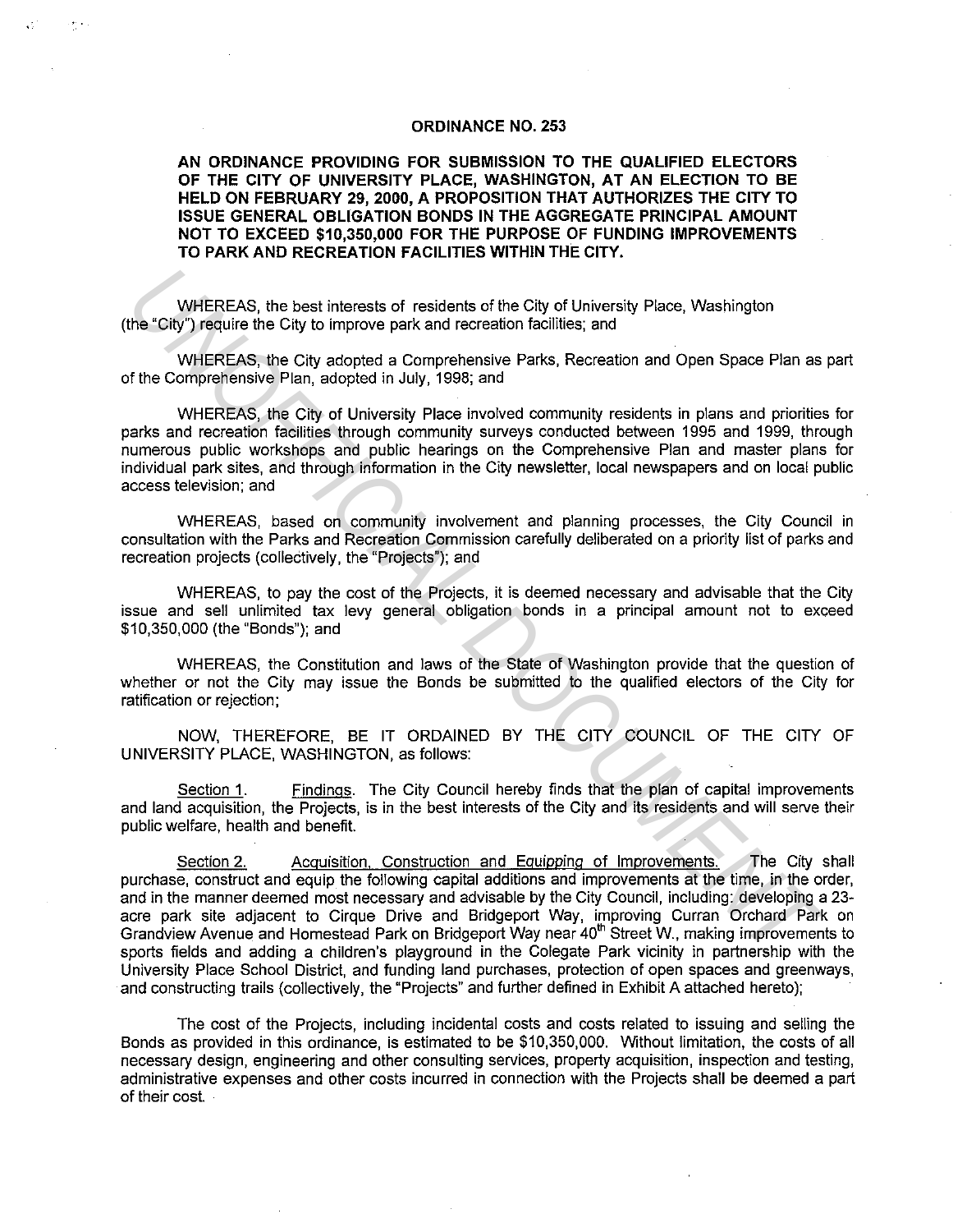# ORDINANCE NO. 253

**AN ORDINANCE PROVIDING FOR SUBMISSION TO THE QUALIFIED ELECTORS OF THE CITY OF UNIVERSITY PLACE, WASHINGTON, AT AN ELECTION TO BE HELD ON FEBRUARY 29, 2000, A PROPOSITION THAT AUTHORIZES THE CITY TO ISSUE GENERAL OBLIGATION BONDS IN THE AGGREGATE PRINCIPAL AMOUNT NOT TO EXCEED $10,350,000 FOR THE PURPOSE OF FUNDING IMPROVEMENTS TO PARK AND RECREATION FACILITIES WITHIN THE CITY.**

WHEREAS, the best interests of residents of the City of University Place, Washington (the "City") require the City to improve park and recreation facilities; and

WHEREAS, the City adopted a Comprehensive Parks, Recreation and Open Space Plan as part of the Comprehensive Plan, adopted in July, 1998; and

WHEREAS, the City of University Place involved community residents in plans and priorities for parks and recreation facilities through community surveys conducted between 1995 and 1999, through numerous public workshops and public hearings on the Comprehensive Plan and master plans for individual park sites, and through information in the City newsletter, local newspapers and on local public access television; and

WHEREAS, based on community involvement and planning processes, the City Council in consultation with the Parks and Recreation Commission carefully deliberated on a priority list of parks and recreation projects (collectively, the "Projects"); and

WHEREAS, to pay the cost of the Projects, it is deemed necessary and advisable that the City issue and sell unlimited tax levy general obligation bonds in a principal amount not to exceed $10,350,000 (the "Bonds"); and

WHEREAS, the Constitution and laws of the State of Washington provide that the question of whether or not the City may issue the Bonds be submitted to the qualified electors of the City for ratification or rejection;

NOW, THEREFORE, BE IT ORDAINED BY THE CITY COUNCIL OF THE CITY OF UNIVERSITY PLACE, WASHINGTON, as follows:

Section 1. Findings. The City Council hereby finds that the plan of capital improvements and land acquisition, the Projects, is in the best interests of the City and its residents and will serve their public welfare, health and benefit.

Section 2. Acquisition, Construction and Equipping of Improvements. The City shall purchase, construct and equip the following capital additions and improvements at the time, in the order, and in the manner deemed most necessary and advisable by the City Council, including: developing a 23-acre park site adjacent to Cirque Drive and Bridgeport Way, improving Curran Orchard Park on Grandview Avenue and Homestead Park on Bridgeport Way near 40th Street W., making improvements to sports fields and adding a children's playground in the Colegate Park vicinity in partnership with the University Place School District, and funding land purchases, protection of open spaces and greenways, and constructing trails (collectively, the "Projects" and further defined in Exhibit A attached hereto);

The cost of the Projects, including incidental costs and costs related to issuing and selling the Bonds as provided in this ordinance, is estimated to be $10,350,000. Without limitation, the costs of all necessary design, engineering and other consulting services, property acquisition, inspection and testing, administrative expenses and other costs incurred in connection with the Projects shall be deemed a part of their cost.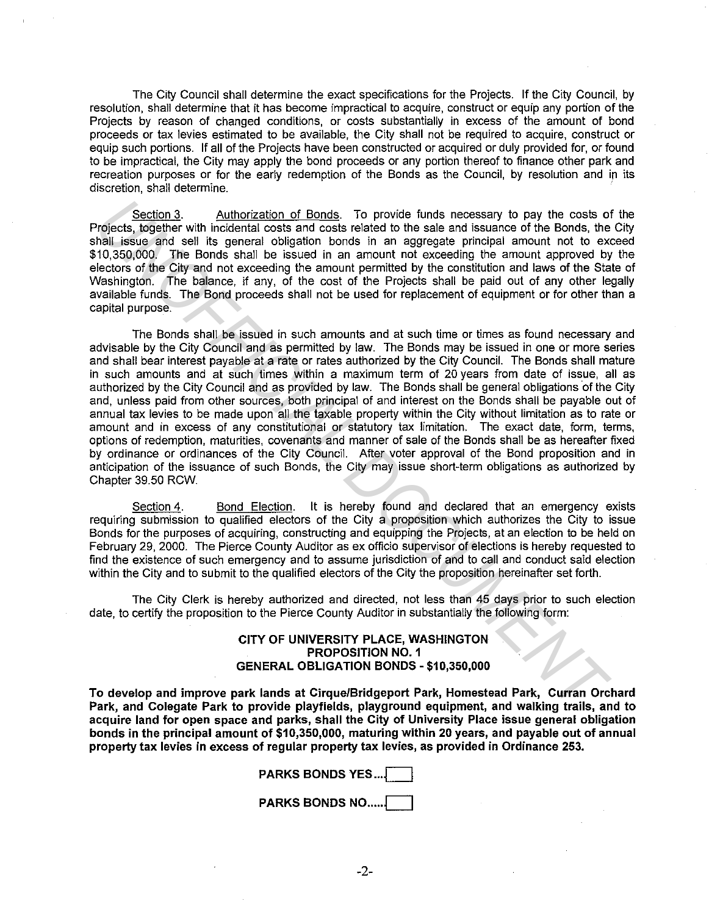The City Council shall determine the exact specifications for the Projects. If the City Council, by resolution, shall determine that it has become impractical to acquire, construct or equip any portion of the Projects by reason of changed conditions, or costs substantially in excess of the amount of bond proceeds or tax levies estimated to be available, the City shall not be required to acquire, construct or equip such portions. If all of the Projects have been constructed or acquired or duly provided for, or found to be impractical, the City may apply the bond proceeds or any portion thereof to finance other park and recreation purposes or for the early redemption of the Bonds as the Council, by resolution and in its discretion, shall determine.

Section 3. Authorization of Bonds. To provide funds necessary to pay the costs of the Projects, together with incidental costs and costs related to the sale and issuance of the Bonds, the City shall issue and sell its general obligation bonds in an aggregate principal amount not to exceed $10,350,000. The Bonds shall be issued in an amount not exceeding the amount approved by the electors of the City and not exceeding the amount permitted by the constitution and laws of the State of Washington. The balance, if any, of the cost of the Projects shall be paid out of any other legally available funds. The Bond proceeds shall not be used for replacement of equipment or for other than a capital purpose.

The Bonds shall be issued in such amounts and at such time or times as found necessary and advisable by the City Council and as permitted by law. The Bonds may be issued in one or more series and shall bear interest payable at a rate or rates authorized by the City Council. The Bonds shall mature in such amounts and at such times within a maximum term of 20 years from date of issue, all as authorized by the City Council and as provided by law. The Bonds shall be general obligations of the City and, unless paid from other sources, both principal of and interest on the Bonds shall be payable out of annual tax levies to be made upon all the taxable property within the City without limitation as to rate or amount and in excess of any constitutional or statutory tax limitation. The exact date, form, terms, options of redemption, maturities, covenants and manner of sale of the Bonds shall be as hereafter fixed by ordinance or ordinances of the City Council. After voter approval of the Bond proposition and in anticipation of the issuance of such Bonds, the City may issue short-term obligations as authorized by Chapter 39.50 RCW.

Section 4. Bond Election. It is hereby found and declared that an emergency exists requiring submission to qualified electors of the City a proposition which authorizes the City to issue Bonds for the purposes of acquiring, constructing and equipping the Projects, at an election to be held on February 29, 2000. The Pierce County Auditor as ex officio supervisor of elections is hereby requested to find the existence of such emergency and to assume jurisdiction of and to call and conduct said election within the City and to submit to the qualified electors of the City the proposition hereinafter set forth.

The City Clerk is hereby authorized and directed, not less than 45 days prior to such election date, to certify the proposition to the Pierce County Auditor in substantially the following form:

**CITY OF UNIVERSITY PLACE, WASHINGTON**
**PROPOSITION NO. 1**
**GENERAL OBLIGATION BONDS - $10,350,000**

**To develop and improve park lands at Cirque/Bridgeport Park, Homestead Park, Curran Orchard Park, and Colegate Park to provide playfields, playground equipment, and walking trails, and to acquire land for open space and parks, shall the City of University Place issue general obligation bonds in the principal amount of $10,350,000, maturing within 20 years, and payable out of annual property tax levies in excess of regular property tax levies, as provided in Ordinance 253.**

**PARKS BONDS YES....** ☐

**PARKS BONDS NO.....** ☐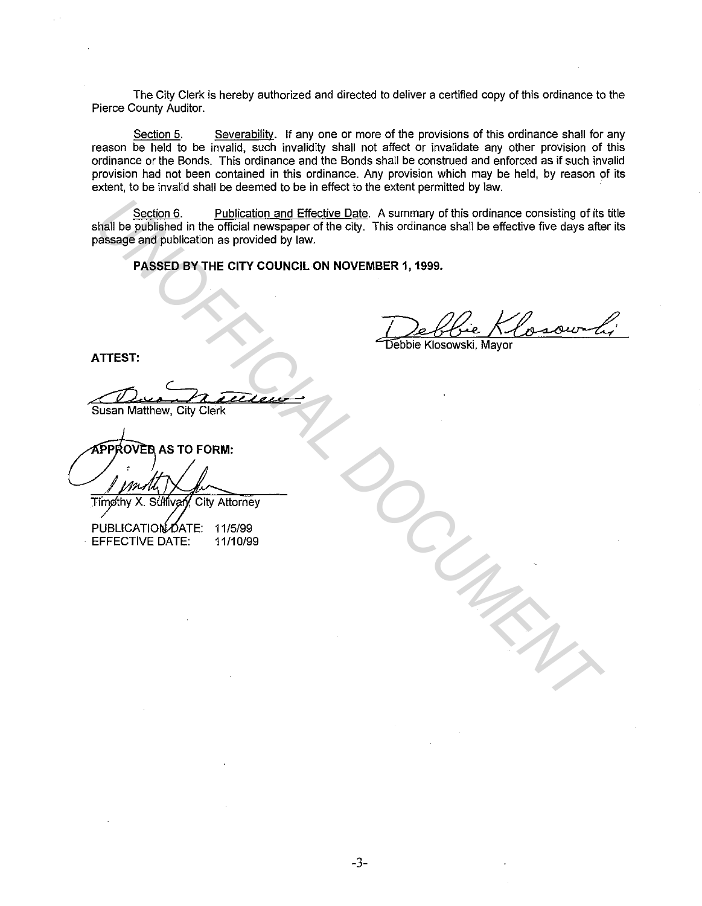The City Clerk is hereby authorized and directed to deliver a certified copy of this ordinance to the Pierce County Auditor.

Section 5. Severability. If any one or more of the provisions of this ordinance shall for any reason be held to be invalid, such invalidity shall not affect or invalidate any other provision of this ordinance or the Bonds. This ordinance and the Bonds shall be construed and enforced as if such invalid provision had not been contained in this ordinance. Any provision which may be held, by reason of its extent, to be invalid shall be deemed to be in effect to the extent permitted by law.

Section 6. Publication and Effective Date. A summary of this ordinance consisting of its title shall be published in the official newspaper of the city. This ordinance shall be effective five days after its passage and publication as provided by law.

**PASSED BY THE CITY COUNCIL ON NOVEMBER 1, 1999.**

Debbie Klosowski, Mayor

**ATTEST:**

Susan Matthew, City Clerk

**APPROVED AS TO FORM:**

Timothy X. Sullivan, City Attorney

PUBLICATION DATE: 11/5/99
EFFECTIVE DATE: 11/10/99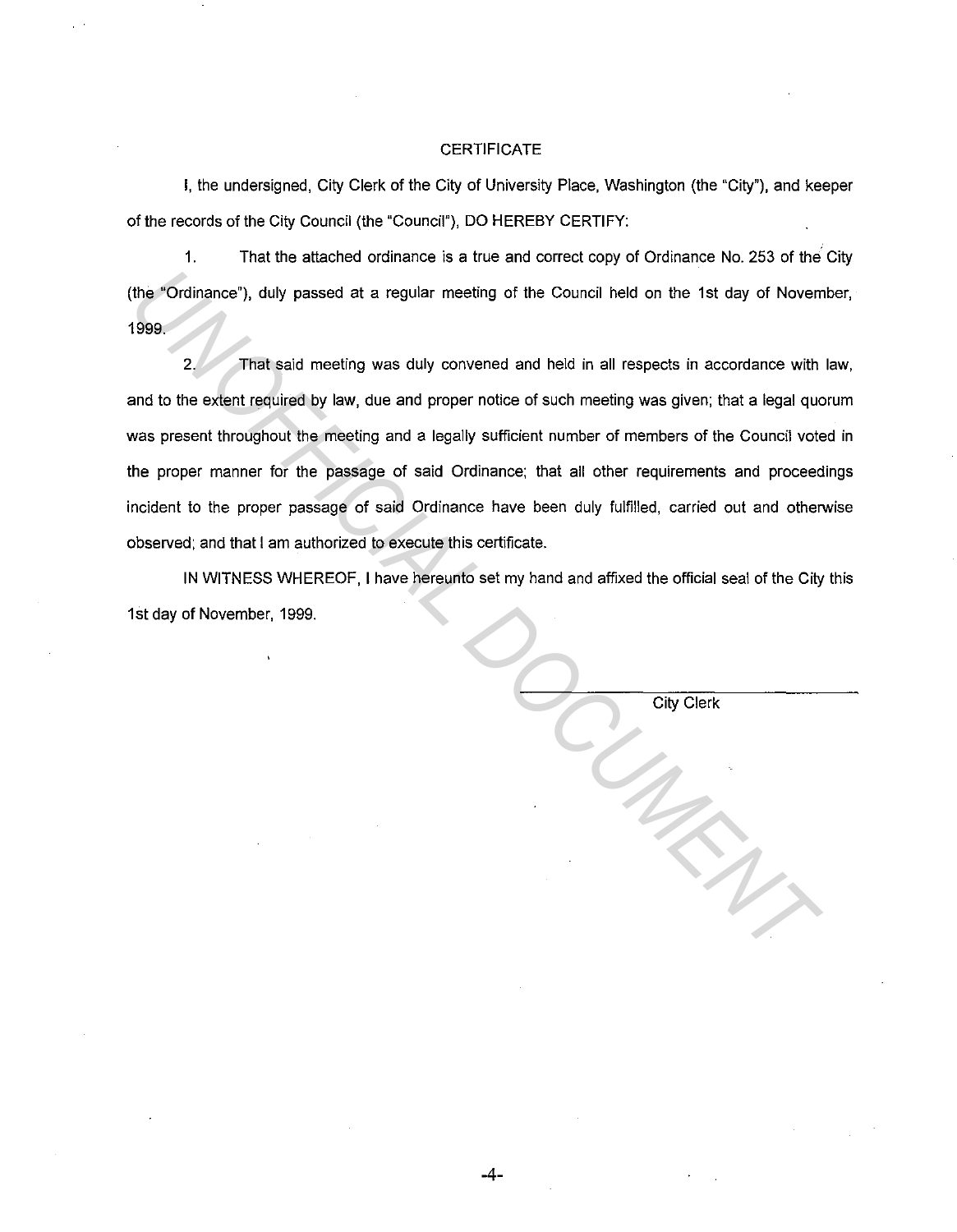## CERTIFICATE

I, the undersigned, City Clerk of the City of University Place, Washington (the "City"), and keeper of the records of the City Council (the "Council"), DO HEREBY CERTIFY:

1. That the attached ordinance is a true and correct copy of Ordinance No. 253 of the City (the "Ordinance"), duly passed at a regular meeting of the Council held on the 1st day of November, 1999.

2. That said meeting was duly convened and held in all respects in accordance with law, and to the extent required by law, due and proper notice of such meeting was given; that a legal quorum was present throughout the meeting and a legally sufficient number of members of the Council voted in the proper manner for the passage of said Ordinance; that all other requirements and proceedings incident to the proper passage of said Ordinance have been duly fulfilled, carried out and otherwise observed; and that I am authorized to execute this certificate.

IN WITNESS WHEREOF, I have hereunto set my hand and affixed the official seal of the City this 1st day of November, 1999.

\_\_\_\_\_\_\_\_\_\_\_\_\_\_\_\_\_\_\_\_\_\_\_\_\_\_\_\_

City Clerk

UNOFFICIAL DOCUMENT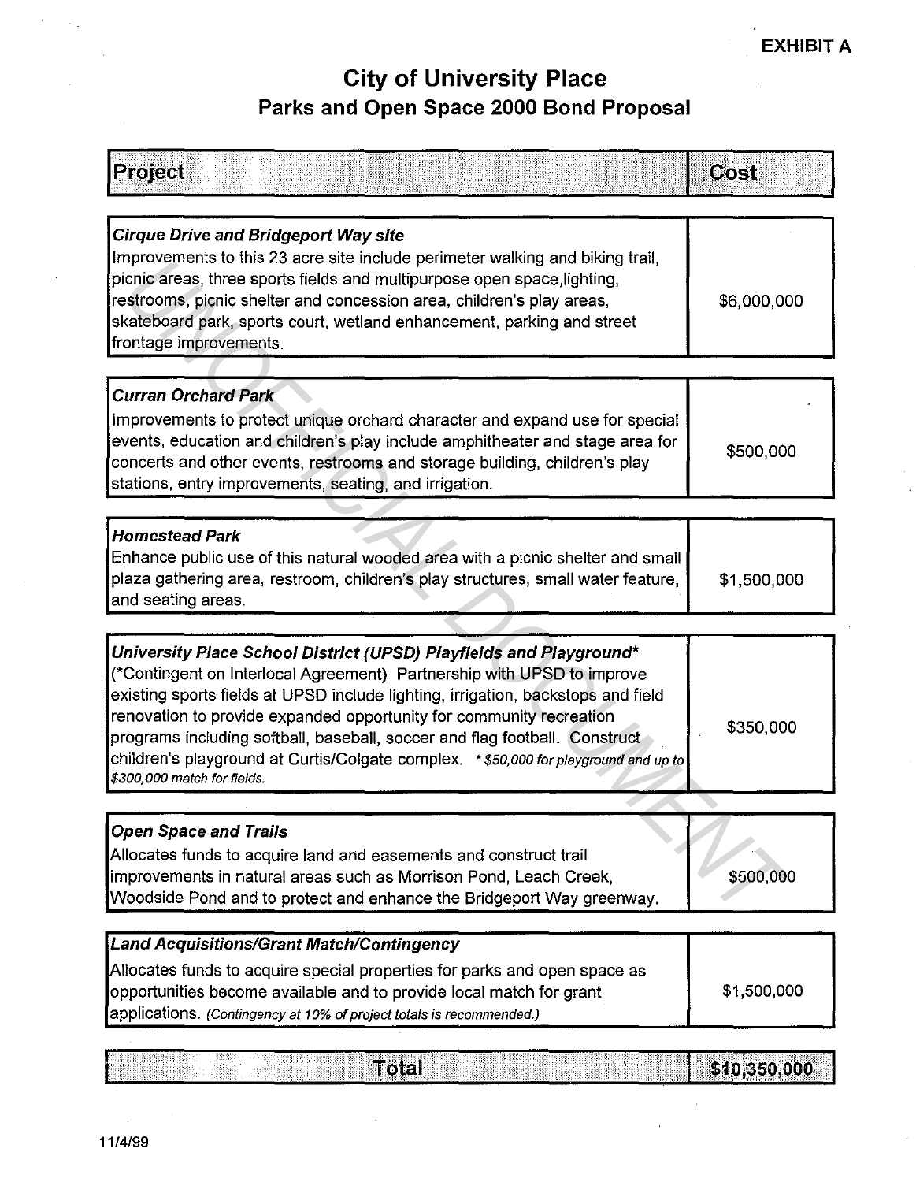EXHIBIT A

# City of University Place

## Parks and Open Space 2000 Bond Proposal

| Project | Cost |
|---|---|
| ***Cirque Drive and Bridgeport Way site*** Improvements to this 23 acre site include perimeter walking and biking trail, picnic areas, three sports fields and multipurpose open space,lighting, restrooms, picnic shelter and concession area, children's play areas, skateboard park, sports court, wetland enhancement, parking and street frontage improvements. | $6,000,000 |
| ***Curran Orchard Park*** Improvements to protect unique orchard character and expand use for special events, education and children's play include amphitheater and stage area for concerts and other events, restrooms and storage building, children's play stations, entry improvements, seating, and irrigation. | $500,000 |
| ***Homestead Park*** Enhance public use of this natural wooded area with a picnic shelter and small plaza gathering area, restroom, children's play structures, small water feature, and seating areas. | $1,500,000 |
| ***University Place School District (UPSD) Playfields and Playground**** (*Contingent on Interlocal Agreement) Partnership with UPSD to improve existing sports fields at UPSD include lighting, irrigation, backstops and field renovation to provide expanded opportunity for community recreation programs including softball, baseball, soccer and flag football. Construct children's playground at Curtis/Colgate complex. *\* $50,000 for playground and up to $300,000 match for fields.* | $350,000 |
| ***Open Space and Trails*** Allocates funds to acquire land and easements and construct trail improvements in natural areas such as Morrison Pond, Leach Creek, Woodside Pond and to protect and enhance the Bridgeport Way greenway. | $500,000 |
| ***Land Acquisitions/Grant Match/Contingency*** Allocates funds to acquire special properties for parks and open space as opportunities become available and to provide local match for grant applications. *(Contingency at 10% of project totals is recommended.)* | $1,500,000 |
| **Total** | **$10,350,000** |

11/4/99